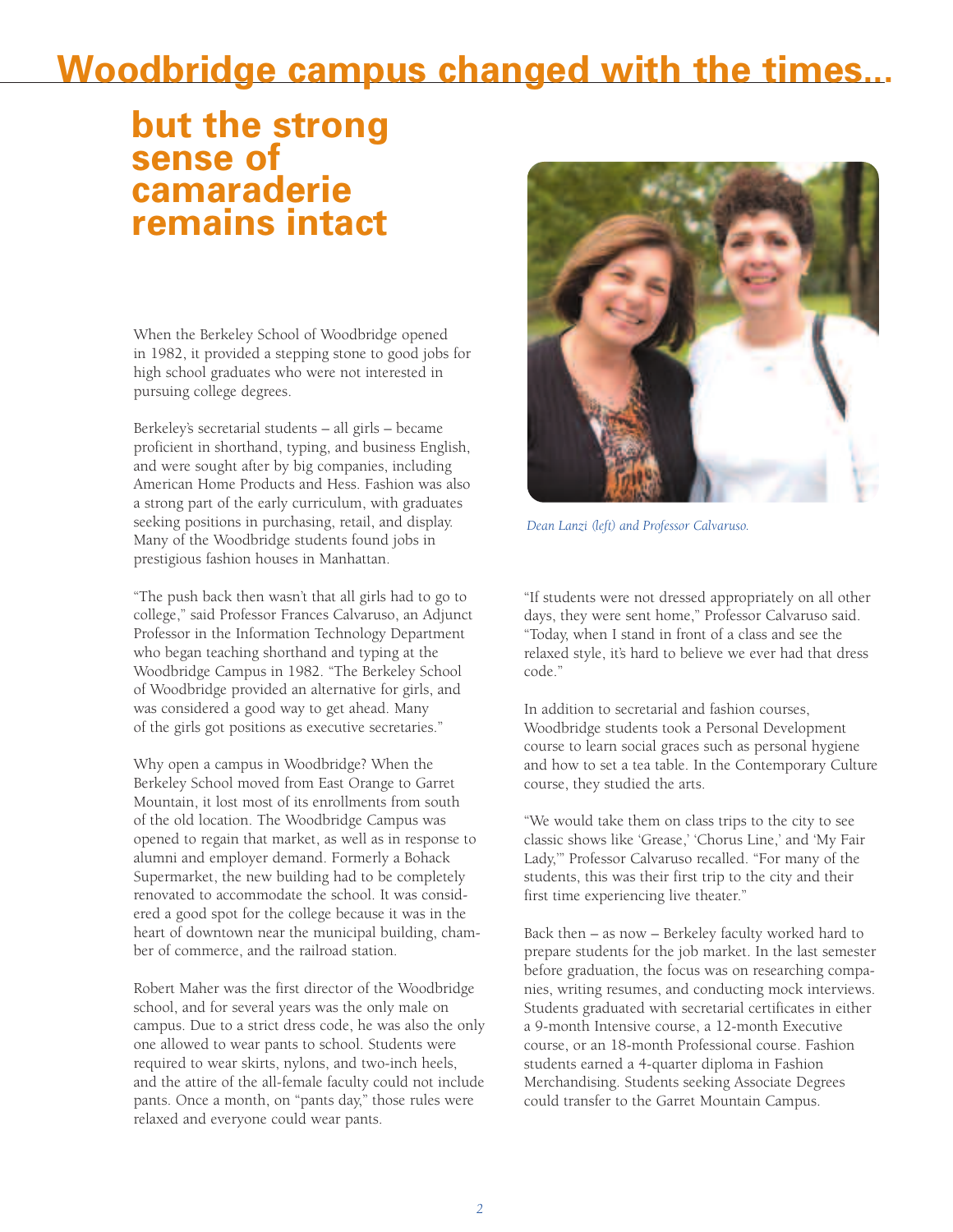# Woodbridge campus changed with the times...

## but the strong sense of camaraderie remains intact

When the Berkeley School of Woodbridge opened in 1982, it provided a stepping stone to good jobs for high school graduates who were not interested in pursuing college degrees.

Berkeley's secretarial students – all girls – became proficient in shorthand, typing, and business English, and were sought after by big companies, including American Home Products and Hess. Fashion was also a strong part of the early curriculum, with graduates seeking positions in purchasing, retail, and display. Many of the Woodbridge students found jobs in prestigious fashion houses in Manhattan.

"The push back then wasn't that all girls had to go to college," said Professor Frances Calvaruso, an Adjunct Professor in the Information Technology Department who began teaching shorthand and typing at the Woodbridge Campus in 1982. "The Berkeley School of Woodbridge provided an alternative for girls, and was considered a good way to get ahead. Many of the girls got positions as executive secretaries."

Why open a campus in Woodbridge? When the Berkeley School moved from East Orange to Garret Mountain, it lost most of its enrollments from south of the old location. The Woodbridge Campus was opened to regain that market, as well as in response to alumni and employer demand. Formerly a Bohack Supermarket, the new building had to be completely renovated to accommodate the school. It was considered a good spot for the college because it was in the heart of downtown near the municipal building, chamber of commerce, and the railroad station.

Robert Maher was the first director of the Woodbridge school, and for several years was the only male on campus. Due to a strict dress code, he was also the only one allowed to wear pants to school. Students were required to wear skirts, nylons, and two-inch heels, and the attire of the all-female faculty could not include pants. Once a month, on "pants day," those rules were relaxed and everyone could wear pants.

*Dean Lanzi (left) and Professor Calvaruso.*

"If students were not dressed appropriately on all other days, they were sent home," Professor Calvaruso said. "Today, when I stand in front of a class and see the relaxed style, it's hard to believe we ever had that dress code."

In addition to secretarial and fashion courses, Woodbridge students took a Personal Development course to learn social graces such as personal hygiene and how to set a tea table. In the Contemporary Culture course, they studied the arts.

"We would take them on class trips to the city to see classic shows like 'Grease,' 'Chorus Line,' and 'My Fair Lady,'" Professor Calvaruso recalled. "For many of the students, this was their first trip to the city and their first time experiencing live theater."

Back then – as now – Berkeley faculty worked hard to prepare students for the job market. In the last semester before graduation, the focus was on researching companies, writing resumes, and conducting mock interviews. Students graduated with secretarial certificates in either a 9-month Intensive course, a 12-month Executive course, or an 18-month Professional course. Fashion students earned a 4-quarter diploma in Fashion Merchandising. Students seeking Associate Degrees could transfer to the Garret Mountain Campus.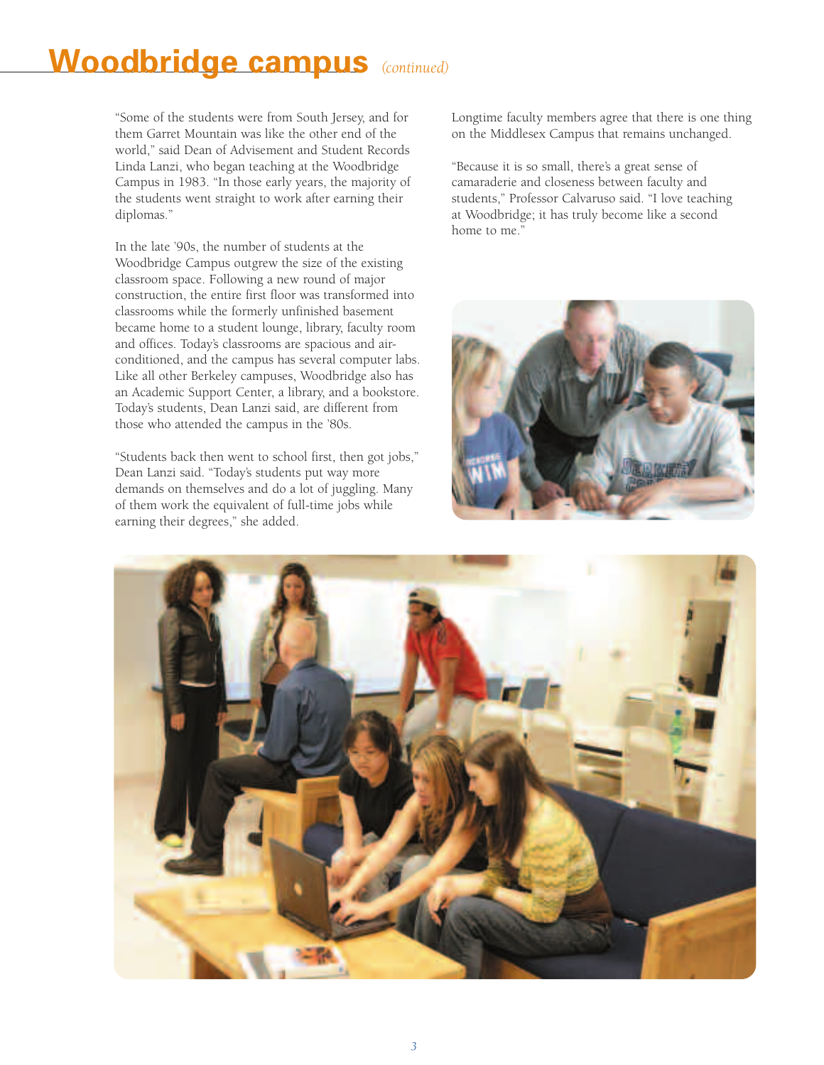# Woodbridge campus *(continued)*

"Some of the students were from South Jersey, and for them Garret Mountain was like the other end of the world," said Dean of Advisement and Student Records Linda Lanzi, who began teaching at the Woodbridge Campus in 1983. "In those early years, the majority of the students went straight to work after earning their diplomas."

In the late '90s, the number of students at the Woodbridge Campus outgrew the size of the existing classroom space. Following a new round of major construction, the entire first floor was transformed into classrooms while the formerly unfinished basement became home to a student lounge, library, faculty room and offices. Today's classrooms are spacious and air-conditioned, and the campus has several computer labs. Like all other Berkeley campuses, Woodbridge also has an Academic Support Center, a library, and a bookstore. Today's students, Dean Lanzi said, are different from those who attended the campus in the '80s.

"Students back then went to school first, then got jobs," Dean Lanzi said. "Today's students put way more demands on themselves and do a lot of juggling. Many of them work the equivalent of full-time jobs while earning their degrees," she added.

Longtime faculty members agree that there is one thing on the Middlesex Campus that remains unchanged.

"Because it is so small, there's a great sense of camaraderie and closeness between faculty and students," Professor Calvaruso said. "I love teaching at Woodbridge; it has truly become like a second home to me."